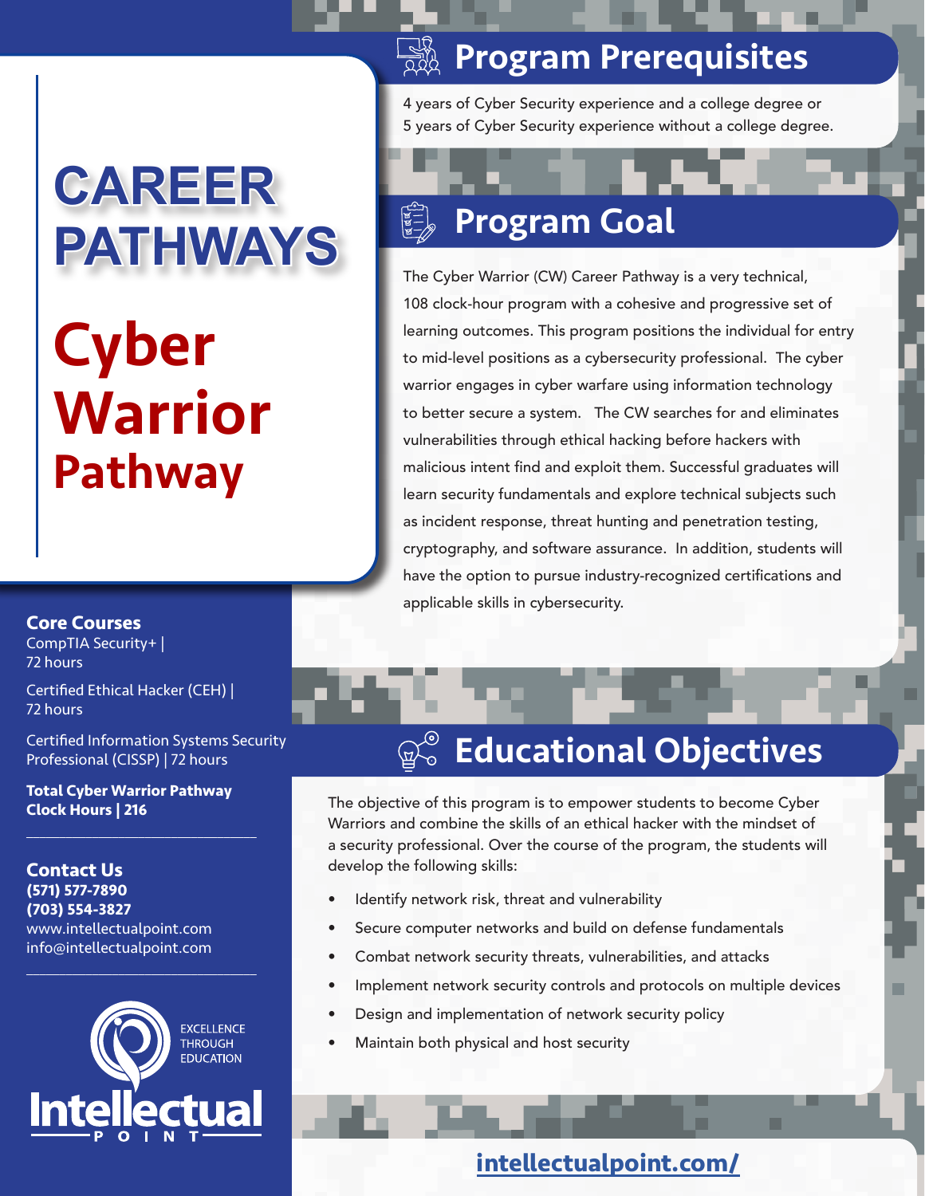# CAREER PATHWAYS

# Cyber Warrior Pathway

**Core Courses**

CompTIA Security+ | 72 hours

Certified Ethical Hacker (CEH) | 72 hours

Certified Information Systems Security Professional (CISSP) | 72 hours

**Total Cyber Warrior Pathway Clock Hours | 216**

**Contact Us**

**(571) 577-7890**

**(703) 554-3827**

www.intellectualpoint.com

info@intellectualpoint.com

EXCELLENCE THROUGH EDUCATION

Intellectual POINT

## Program Prerequisites

4 years of Cyber Security experience and a college degree or 5 years of Cyber Security experience without a college degree.

## Program Goal

The Cyber Warrior (CW) Career Pathway is a very technical, 108 clock-hour program with a cohesive and progressive set of learning outcomes. This program positions the individual for entry to mid-level positions as a cybersecurity professional. The cyber warrior engages in cyber warfare using information technology to better secure a system. The CW searches for and eliminates vulnerabilities through ethical hacking before hackers with malicious intent find and exploit them. Successful graduates will learn security fundamentals and explore technical subjects such as incident response, threat hunting and penetration testing, cryptography, and software assurance. In addition, students will have the option to pursue industry-recognized certifications and applicable skills in cybersecurity.

## Educational Objectives

The objective of this program is to empower students to become Cyber Warriors and combine the skills of an ethical hacker with the mindset of a security professional. Over the course of the program, the students will develop the following skills:

- Identify network risk, threat and vulnerability
- Secure computer networks and build on defense fundamentals
- Combat network security threats, vulnerabilities, and attacks
- Implement network security controls and protocols on multiple devices
- Design and implementation of network security policy
- Maintain both physical and host security

intellectualpoint.com/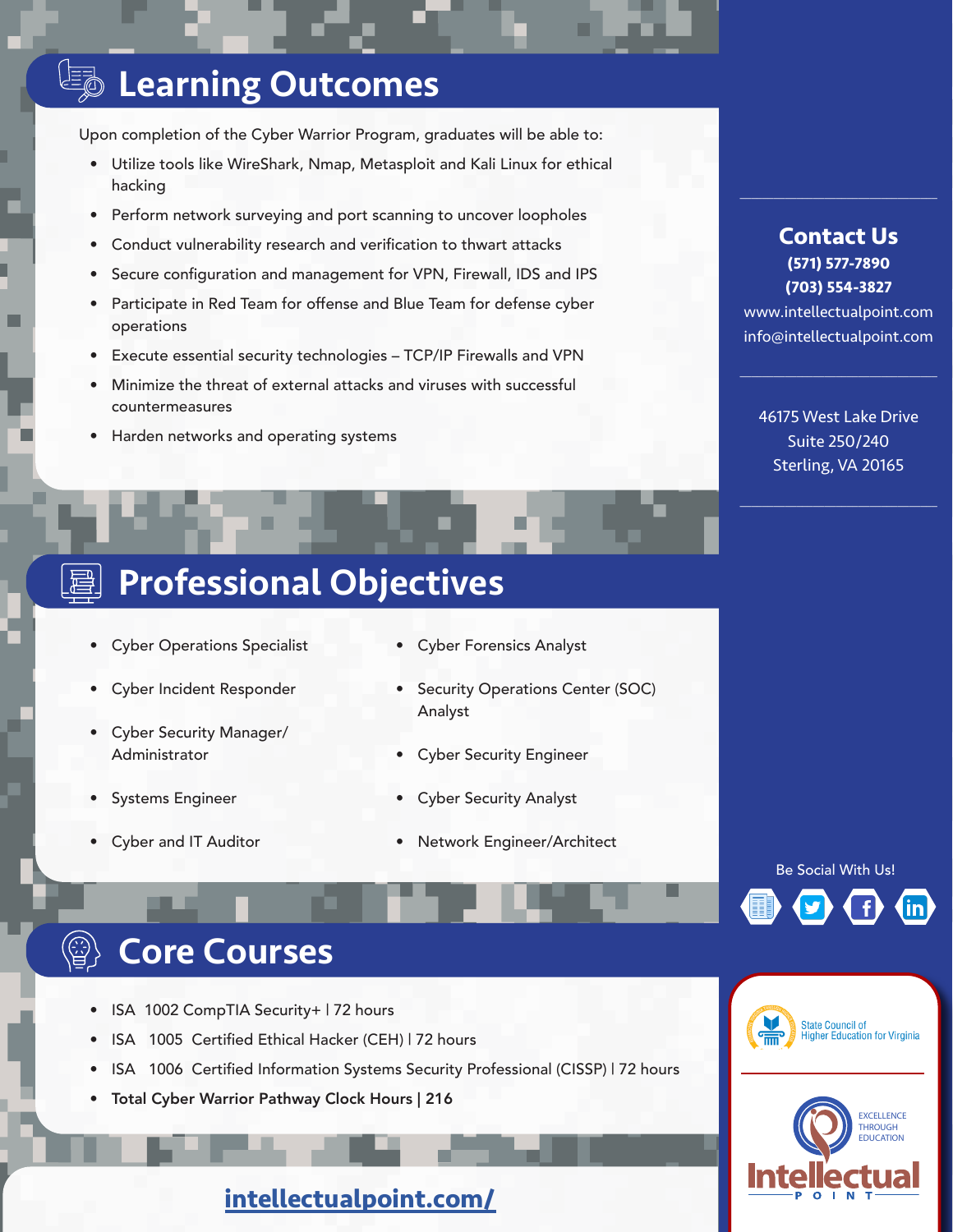## Learning Outcomes

Upon completion of the Cyber Warrior Program, graduates will be able to:

- Utilize tools like WireShark, Nmap, Metasploit and Kali Linux for ethical hacking
- Perform network surveying and port scanning to uncover loopholes
- Conduct vulnerability research and verification to thwart attacks
- Secure configuration and management for VPN, Firewall, IDS and IPS
- Participate in Red Team for offense and Blue Team for defense cyber operations
- Execute essential security technologies – TCP/IP Firewalls and VPN
- Minimize the threat of external attacks and viruses with successful countermeasures
- Harden networks and operating systems

## Professional Objectives

- Cyber Operations Specialist
- Cyber Incident Responder
- Cyber Security Manager/ Administrator
- Systems Engineer
- Cyber and IT Auditor
- Cyber Forensics Analyst
- Security Operations Center (SOC) Analyst
- Cyber Security Engineer
- Cyber Security Analyst
- Network Engineer/Architect

## Core Courses

- ISA 1002 CompTIA Security+ | 72 hours
- ISA 1005 Certified Ethical Hacker (CEH) | 72 hours
- ISA 1006 Certified Information Systems Security Professional (CISSP) | 72 hours
- **Total Cyber Warrior Pathway Clock Hours | 216**

**intellectualpoint.com/**

### Contact Us

**(571) 577-7890**
**(703) 554-3827**
www.intellectualpoint.com
info@intellectualpoint.com

46175 West Lake Drive
Suite 250/240
Sterling, VA 20165

Be Social With Us!

State Council of Higher Education for Virginia

EXCELLENCE THROUGH EDUCATION

Intellectual POINT